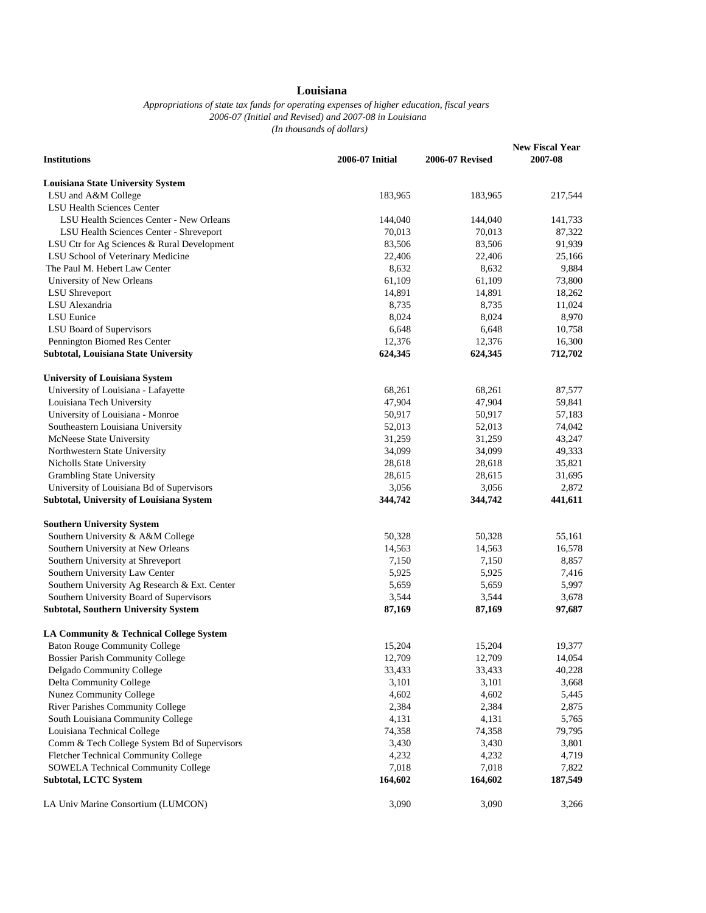# Louisiana

*Appropriations of state tax funds for operating expenses of higher education, fiscal years 2006-07 (Initial and Revised) and 2007-08 in Louisiana*
*(In thousands of dollars)*

| Institutions | 2006-07 Initial | 2006-07 Revised | New Fiscal Year 2007-08 |
|---|---|---|---|
| **Louisiana State University System** | | | |
| LSU and A&M College | 183,965 | 183,965 | 217,544 |
| LSU Health Sciences Center | | | |
| LSU Health Sciences Center - New Orleans | 144,040 | 144,040 | 141,733 |
| LSU Health Sciences Center - Shreveport | 70,013 | 70,013 | 87,322 |
| LSU Ctr for Ag Sciences & Rural Development | 83,506 | 83,506 | 91,939 |
| LSU School of Veterinary Medicine | 22,406 | 22,406 | 25,166 |
| The Paul M. Hebert Law Center | 8,632 | 8,632 | 9,884 |
| University of New Orleans | 61,109 | 61,109 | 73,800 |
| LSU Shreveport | 14,891 | 14,891 | 18,262 |
| LSU Alexandria | 8,735 | 8,735 | 11,024 |
| LSU Eunice | 8,024 | 8,024 | 8,970 |
| LSU Board of Supervisors | 6,648 | 6,648 | 10,758 |
| Pennington Biomed Res Center | 12,376 | 12,376 | 16,300 |
| **Subtotal, Louisiana State University** | **624,345** | **624,345** | **712,702** |
| | | | |
| **University of Louisiana System** | | | |
| University of Louisiana - Lafayette | 68,261 | 68,261 | 87,577 |
| Louisiana Tech University | 47,904 | 47,904 | 59,841 |
| University of Louisiana - Monroe | 50,917 | 50,917 | 57,183 |
| Southeastern Louisiana University | 52,013 | 52,013 | 74,042 |
| McNeese State University | 31,259 | 31,259 | 43,247 |
| Northwestern State University | 34,099 | 34,099 | 49,333 |
| Nicholls State University | 28,618 | 28,618 | 35,821 |
| Grambling State University | 28,615 | 28,615 | 31,695 |
| University of Louisiana Bd of Supervisors | 3,056 | 3,056 | 2,872 |
| **Subtotal, University of Louisiana System** | **344,742** | **344,742** | **441,611** |
| | | | |
| **Southern University System** | | | |
| Southern University & A&M College | 50,328 | 50,328 | 55,161 |
| Southern University at New Orleans | 14,563 | 14,563 | 16,578 |
| Southern University at Shreveport | 7,150 | 7,150 | 8,857 |
| Southern University Law Center | 5,925 | 5,925 | 7,416 |
| Southern University Ag Research & Ext. Center | 5,659 | 5,659 | 5,997 |
| Southern University Board of Supervisors | 3,544 | 3,544 | 3,678 |
| **Subtotal, Southern University System** | **87,169** | **87,169** | **97,687** |
| | | | |
| **LA Community & Technical College System** | | | |
| Baton Rouge Community College | 15,204 | 15,204 | 19,377 |
| Bossier Parish Community College | 12,709 | 12,709 | 14,054 |
| Delgado Community College | 33,433 | 33,433 | 40,228 |
| Delta Community College | 3,101 | 3,101 | 3,668 |
| Nunez Community College | 4,602 | 4,602 | 5,445 |
| River Parishes Community College | 2,384 | 2,384 | 2,875 |
| South Louisiana Community College | 4,131 | 4,131 | 5,765 |
| Louisiana Technical College | 74,358 | 74,358 | 79,795 |
| Comm & Tech College System Bd of Supervisors | 3,430 | 3,430 | 3,801 |
| Fletcher Technical Community College | 4,232 | 4,232 | 4,719 |
| SOWELA Technical Community College | 7,018 | 7,018 | 7,822 |
| **Subtotal, LCTC System** | **164,602** | **164,602** | **187,549** |
| | | | |
| LA Univ Marine Consortium (LUMCON) | 3,090 | 3,090 | 3,266 |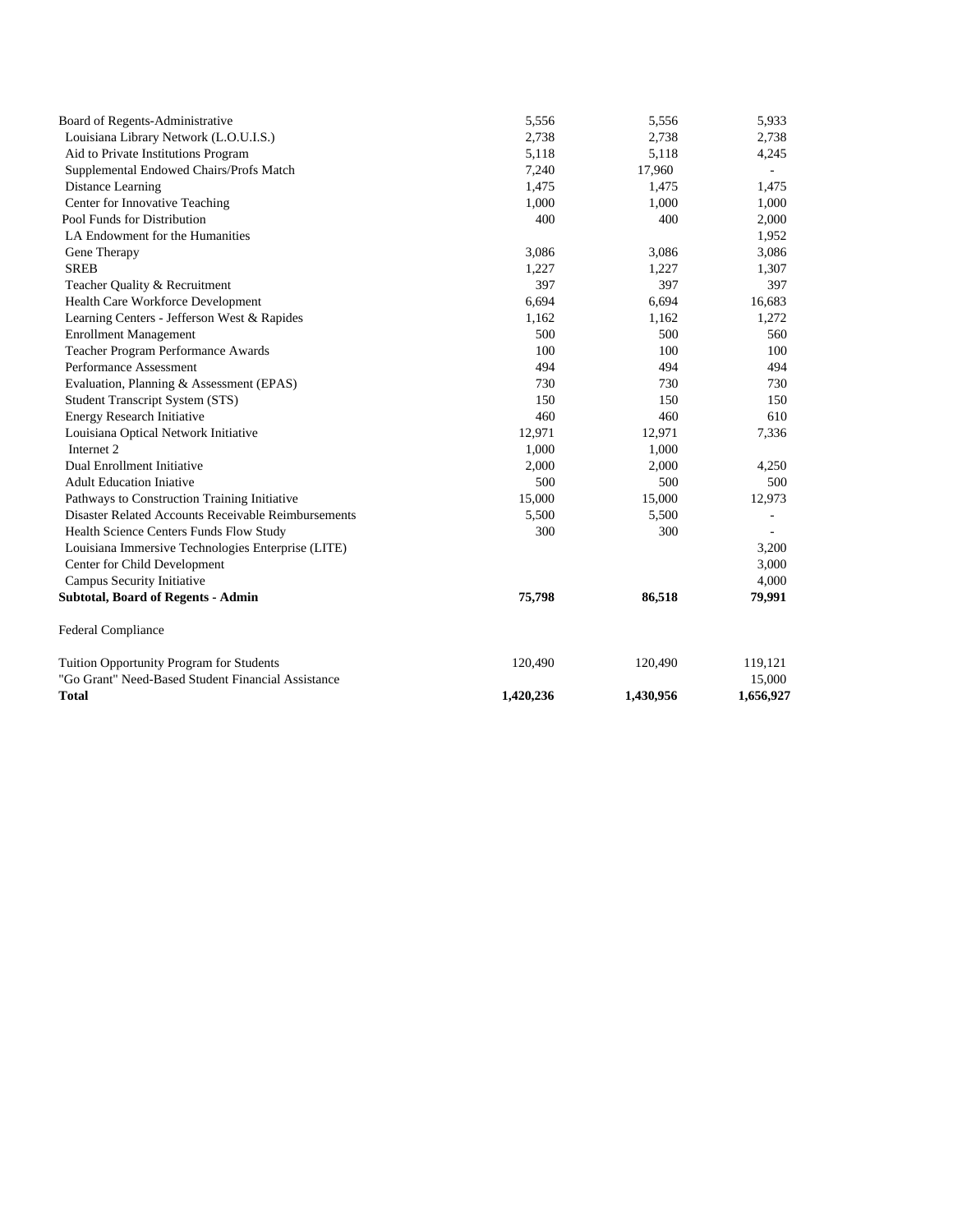| | | | |
|---|---|---|---|
| Board of Regents-Administrative | 5,556 | 5,556 | 5,933 |
| Louisiana Library Network (L.O.U.I.S.) | 2,738 | 2,738 | 2,738 |
| Aid to Private Institutions Program | 5,118 | 5,118 | 4,245 |
| Supplemental Endowed Chairs/Profs Match | 7,240 | 17,960 | - |
| Distance Learning | 1,475 | 1,475 | 1,475 |
| Center for Innovative Teaching | 1,000 | 1,000 | 1,000 |
| Pool Funds for Distribution | 400 | 400 | 2,000 |
| LA Endowment for the Humanities | | | 1,952 |
| Gene Therapy | 3,086 | 3,086 | 3,086 |
| SREB | 1,227 | 1,227 | 1,307 |
| Teacher Quality & Recruitment | 397 | 397 | 397 |
| Health Care Workforce Development | 6,694 | 6,694 | 16,683 |
| Learning Centers - Jefferson West & Rapides | 1,162 | 1,162 | 1,272 |
| Enrollment Management | 500 | 500 | 560 |
| Teacher Program Performance Awards | 100 | 100 | 100 |
| Performance Assessment | 494 | 494 | 494 |
| Evaluation, Planning & Assessment (EPAS) | 730 | 730 | 730 |
| Student Transcript System (STS) | 150 | 150 | 150 |
| Energy Research Initiative | 460 | 460 | 610 |
| Louisiana Optical Network Initiative | 12,971 | 12,971 | 7,336 |
| Internet 2 | 1,000 | 1,000 | |
| Dual Enrollment Initiative | 2,000 | 2,000 | 4,250 |
| Adult Education Iniative | 500 | 500 | 500 |
| Pathways to Construction Training Initiative | 15,000 | 15,000 | 12,973 |
| Disaster Related Accounts Receivable Reimbursements | 5,500 | 5,500 | - |
| Health Science Centers Funds Flow Study | 300 | 300 | - |
| Louisiana Immersive Technologies Enterprise (LITE) | | | 3,200 |
| Center for Child Development | | | 3,000 |
| Campus Security Initiative | | | 4,000 |
| **Subtotal, Board of Regents - Admin** | **75,798** | **86,518** | **79,991** |
| Federal Compliance | | | |
| Tuition Opportunity Program for Students | 120,490 | 120,490 | 119,121 |
| "Go Grant" Need-Based Student Financial Assistance | | | 15,000 |
| **Total** | **1,420,236** | **1,430,956** | **1,656,927** |